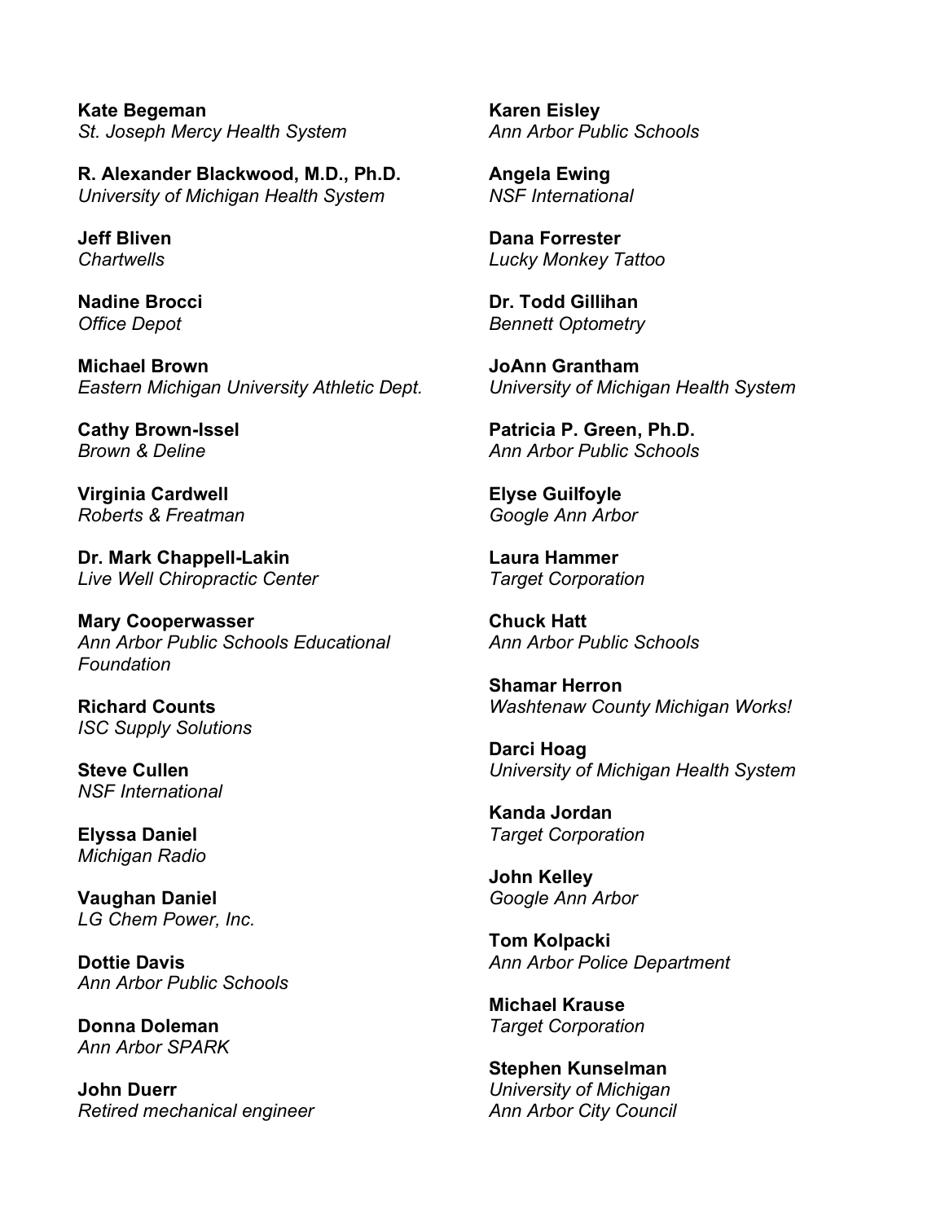**Kate Begeman**
*St. Joseph Mercy Health System*

**R. Alexander Blackwood, M.D., Ph.D.**
*University of Michigan Health System*

**Jeff Bliven**
*Chartwells*

**Nadine Brocci**
*Office Depot*

**Michael Brown**
*Eastern Michigan University Athletic Dept.*

**Cathy Brown-Issel**
*Brown & Deline*

**Virginia Cardwell**
*Roberts & Freatman*

**Dr. Mark Chappell-Lakin**
*Live Well Chiropractic Center*

**Mary Cooperwasser**
*Ann Arbor Public Schools Educational Foundation*

**Richard Counts**
*ISC Supply Solutions*

**Steve Cullen**
*NSF International*

**Elyssa Daniel**
*Michigan Radio*

**Vaughan Daniel**
*LG Chem Power, Inc.*

**Dottie Davis**
*Ann Arbor Public Schools*

**Donna Doleman**
*Ann Arbor SPARK*

**John Duerr**
*Retired mechanical engineer*

**Karen Eisley**
*Ann Arbor Public Schools*

**Angela Ewing**
*NSF International*

**Dana Forrester**
*Lucky Monkey Tattoo*

**Dr. Todd Gillihan**
*Bennett Optometry*

**JoAnn Grantham**
*University of Michigan Health System*

**Patricia P. Green, Ph.D.**
*Ann Arbor Public Schools*

**Elyse Guilfoyle**
*Google Ann Arbor*

**Laura Hammer**
*Target Corporation*

**Chuck Hatt**
*Ann Arbor Public Schools*

**Shamar Herron**
*Washtenaw County Michigan Works!*

**Darci Hoag**
*University of Michigan Health System*

**Kanda Jordan**
*Target Corporation*

**John Kelley**
*Google Ann Arbor*

**Tom Kolpacki**
*Ann Arbor Police Department*

**Michael Krause**
*Target Corporation*

**Stephen Kunselman**
*University of Michigan*
*Ann Arbor City Council*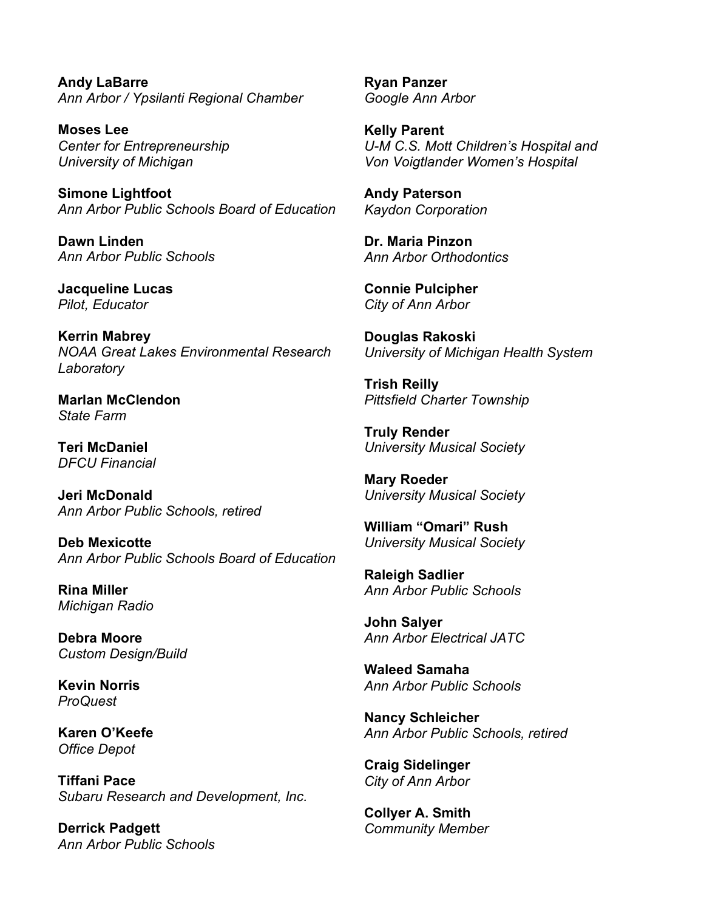**Andy LaBarre**
*Ann Arbor / Ypsilanti Regional Chamber*

**Moses Lee**
*Center for Entrepreneurship*
*University of Michigan*

**Simone Lightfoot**
*Ann Arbor Public Schools Board of Education*

**Dawn Linden**
*Ann Arbor Public Schools*

**Jacqueline Lucas**
*Pilot, Educator*

**Kerrin Mabrey**
*NOAA Great Lakes Environmental Research Laboratory*

**Marlan McClendon**
*State Farm*

**Teri McDaniel**
*DFCU Financial*

**Jeri McDonald**
*Ann Arbor Public Schools, retired*

**Deb Mexicotte**
*Ann Arbor Public Schools Board of Education*

**Rina Miller**
*Michigan Radio*

**Debra Moore**
*Custom Design/Build*

**Kevin Norris**
*ProQuest*

**Karen O'Keefe**
*Office Depot*

**Tiffani Pace**
*Subaru Research and Development, Inc.*

**Derrick Padgett**
*Ann Arbor Public Schools*

**Ryan Panzer**
*Google Ann Arbor*

**Kelly Parent**
*U-M C.S. Mott Children's Hospital and Von Voigtlander Women's Hospital*

**Andy Paterson**
*Kaydon Corporation*

**Dr. Maria Pinzon**
*Ann Arbor Orthodontics*

**Connie Pulcipher**
*City of Ann Arbor*

**Douglas Rakoski**
*University of Michigan Health System*

**Trish Reilly**
*Pittsfield Charter Township*

**Truly Render**
*University Musical Society*

**Mary Roeder**
*University Musical Society*

**William "Omari" Rush**
*University Musical Society*

**Raleigh Sadlier**
*Ann Arbor Public Schools*

**John Salyer**
*Ann Arbor Electrical JATC*

**Waleed Samaha**
*Ann Arbor Public Schools*

**Nancy Schleicher**
*Ann Arbor Public Schools, retired*

**Craig Sidelinger**
*City of Ann Arbor*

**Collyer A. Smith**
*Community Member*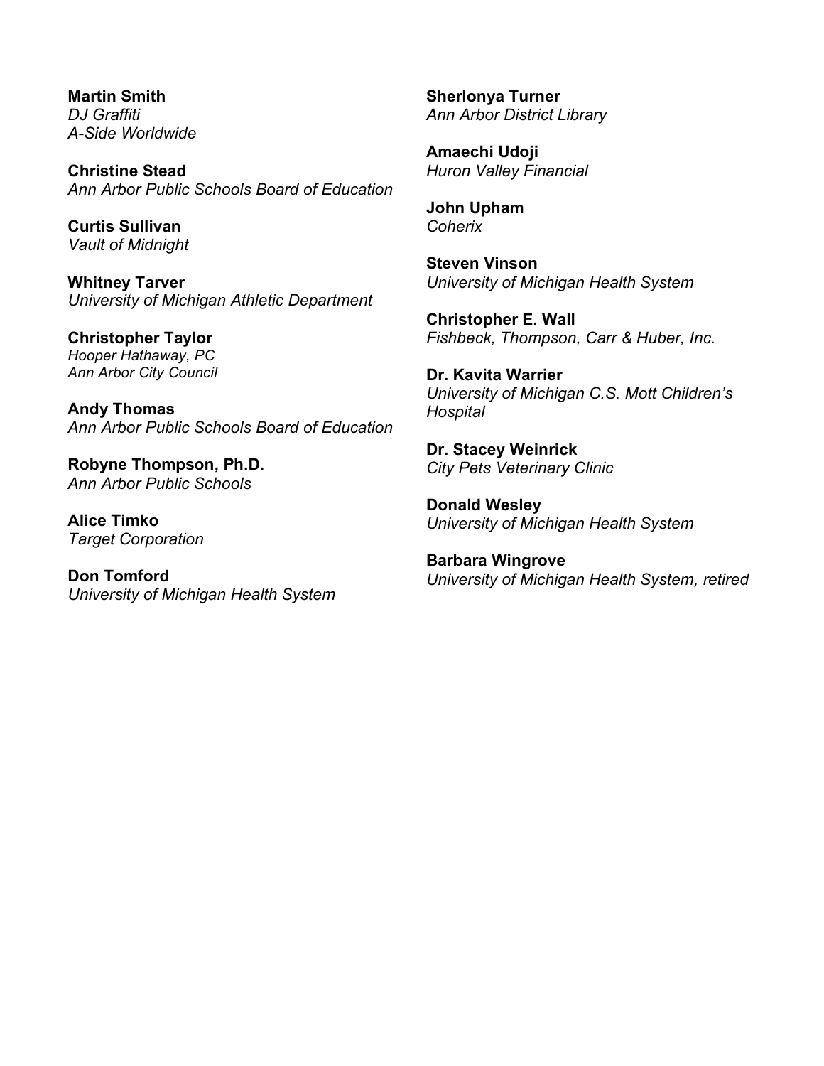**Martin Smith**
*DJ Graffiti*
*A-Side Worldwide*

**Christine Stead**
*Ann Arbor Public Schools Board of Education*

**Curtis Sullivan**
*Vault of Midnight*

**Whitney Tarver**
*University of Michigan Athletic Department*

**Christopher Taylor**
*Hooper Hathaway, PC*
*Ann Arbor City Council*

**Andy Thomas**
*Ann Arbor Public Schools Board of Education*

**Robyne Thompson, Ph.D.**
*Ann Arbor Public Schools*

**Alice Timko**
*Target Corporation*

**Don Tomford**
*University of Michigan Health System*

**Sherlonya Turner**
*Ann Arbor District Library*

**Amaechi Udoji**
*Huron Valley Financial*

**John Upham**
*Coherix*

**Steven Vinson**
*University of Michigan Health System*

**Christopher E. Wall**
*Fishbeck, Thompson, Carr & Huber, Inc.*

**Dr. Kavita Warrier**
*University of Michigan C.S. Mott Children's Hospital*

**Dr. Stacey Weinrick**
*City Pets Veterinary Clinic*

**Donald Wesley**
*University of Michigan Health System*

**Barbara Wingrove**
*University of Michigan Health System, retired*